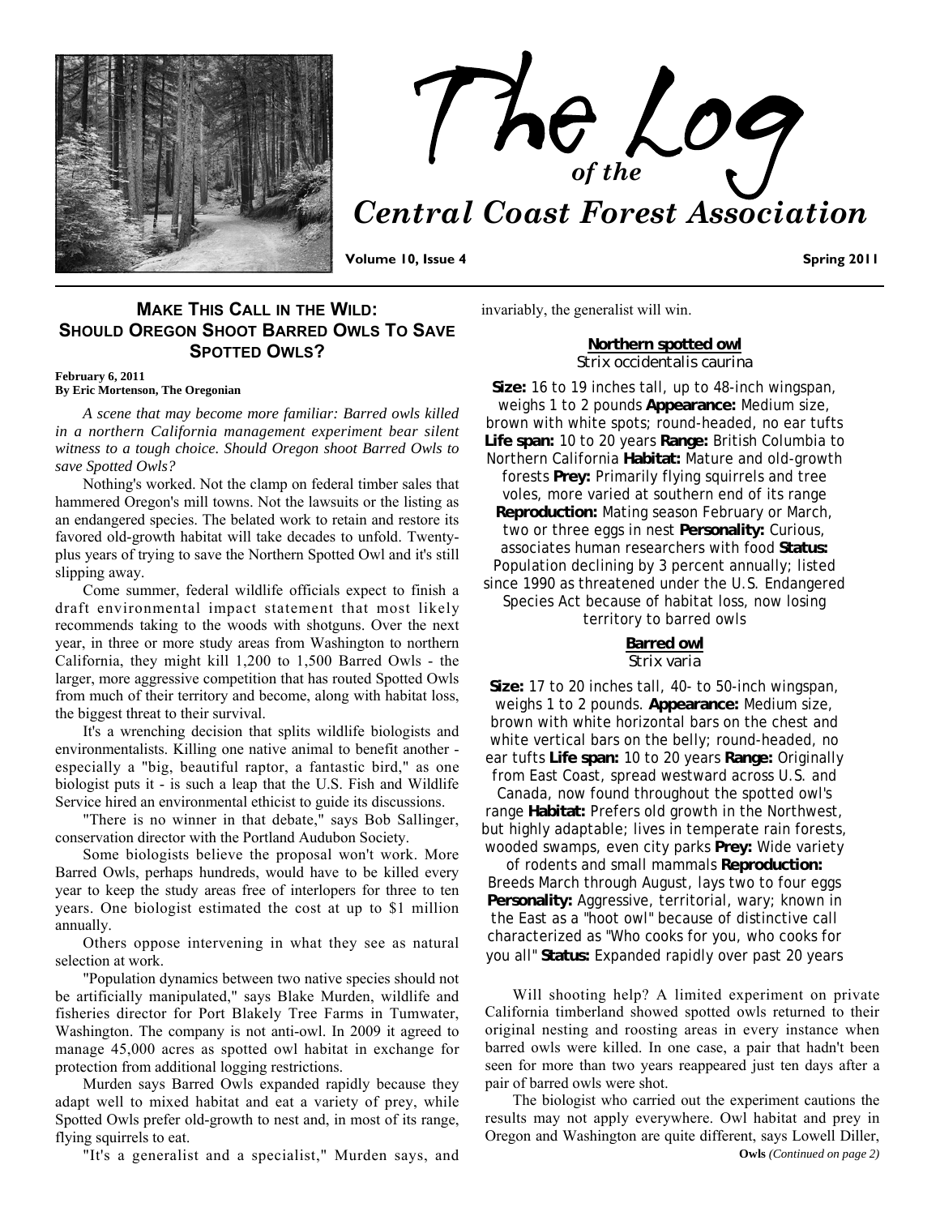# The Log of the Central Coast Forest Association

**Volume 10, Issue 4** **Spring 2011**

## Make This Call in the Wild: Should Oregon Shoot Barred Owls To Save Spotted Owls?

**February 6, 2011**
**By Eric Mortenson, The Oregonian**

*A scene that may become more familiar: Barred owls killed in a northern California management experiment bear silent witness to a tough choice. Should Oregon shoot Barred Owls to save Spotted Owls?*

Nothing's worked. Not the clamp on federal timber sales that hammered Oregon's mill towns. Not the lawsuits or the listing as an endangered species. The belated work to retain and restore its favored old-growth habitat will take decades to unfold. Twenty-plus years of trying to save the Northern Spotted Owl and it's still slipping away.

Come summer, federal wildlife officials expect to finish a draft environmental impact statement that most likely recommends taking to the woods with shotguns. Over the next year, in three or more study areas from Washington to northern California, they might kill 1,200 to 1,500 Barred Owls - the larger, more aggressive competition that has routed Spotted Owls from much of their territory and become, along with habitat loss, the biggest threat to their survival.

It's a wrenching decision that splits wildlife biologists and environmentalists. Killing one native animal to benefit another - especially a "big, beautiful raptor, a fantastic bird," as one biologist puts it - is such a leap that the U.S. Fish and Wildlife Service hired an environmental ethicist to guide its discussions.

"There is no winner in that debate," says Bob Sallinger, conservation director with the Portland Audubon Society.

Some biologists believe the proposal won't work. More Barred Owls, perhaps hundreds, would have to be killed every year to keep the study areas free of interlopers for three to ten years. One biologist estimated the cost at up to $1 million annually.

Others oppose intervening in what they see as natural selection at work.

"Population dynamics between two native species should not be artificially manipulated," says Blake Murden, wildlife and fisheries director for Port Blakely Tree Farms in Tumwater, Washington. The company is not anti-owl. In 2009 it agreed to manage 45,000 acres as spotted owl habitat in exchange for protection from additional logging restrictions.

Murden says Barred Owls expanded rapidly because they adapt well to mixed habitat and eat a variety of prey, while Spotted Owls prefer old-growth to nest and, in most of its range, flying squirrels to eat.

"It's a generalist and a specialist," Murden says, and invariably, the generalist will win.

### Northern spotted owl
*Strix occidentalis caurina*

**Size:** 16 to 19 inches tall, up to 48-inch wingspan, weighs 1 to 2 pounds **Appearance:** Medium size, brown with white spots; round-headed, no ear tufts **Life span:** 10 to 20 years **Range:** British Columbia to Northern California **Habitat:** Mature and old-growth forests **Prey:** Primarily flying squirrels and tree voles, more varied at southern end of its range **Reproduction:** Mating season February or March, two or three eggs in nest **Personality:** Curious, associates human researchers with food **Status:** Population declining by 3 percent annually; listed since 1990 as threatened under the U.S. Endangered Species Act because of habitat loss, now losing territory to barred owls

### Barred owl
*Strix varia*

**Size:** 17 to 20 inches tall, 40- to 50-inch wingspan, weighs 1 to 2 pounds. **Appearance:** Medium size, brown with white horizontal bars on the chest and white vertical bars on the belly; round-headed, no ear tufts **Life span:** 10 to 20 years **Range:** Originally from East Coast, spread westward across U.S. and Canada, now found throughout the spotted owl's range **Habitat:** Prefers old growth in the Northwest, but highly adaptable; lives in temperate rain forests, wooded swamps, even city parks **Prey:** Wide variety of rodents and small mammals **Reproduction:** Breeds March through August, lays two to four eggs **Personality:** Aggressive, territorial, wary; known in the East as a "hoot owl" because of distinctive call characterized as "Who cooks for you, who cooks for you all" **Status:** Expanded rapidly over past 20 years

Will shooting help? A limited experiment on private California timberland showed spotted owls returned to their original nesting and roosting areas in every instance when barred owls were killed. In one case, a pair that hadn't been seen for more than two years reappeared just ten days after a pair of barred owls were shot.

The biologist who carried out the experiment cautions the results may not apply everywhere. Owl habitat and prey in Oregon and Washington are quite different, says Lowell Diller,

**Owls** *(Continued on page 2)*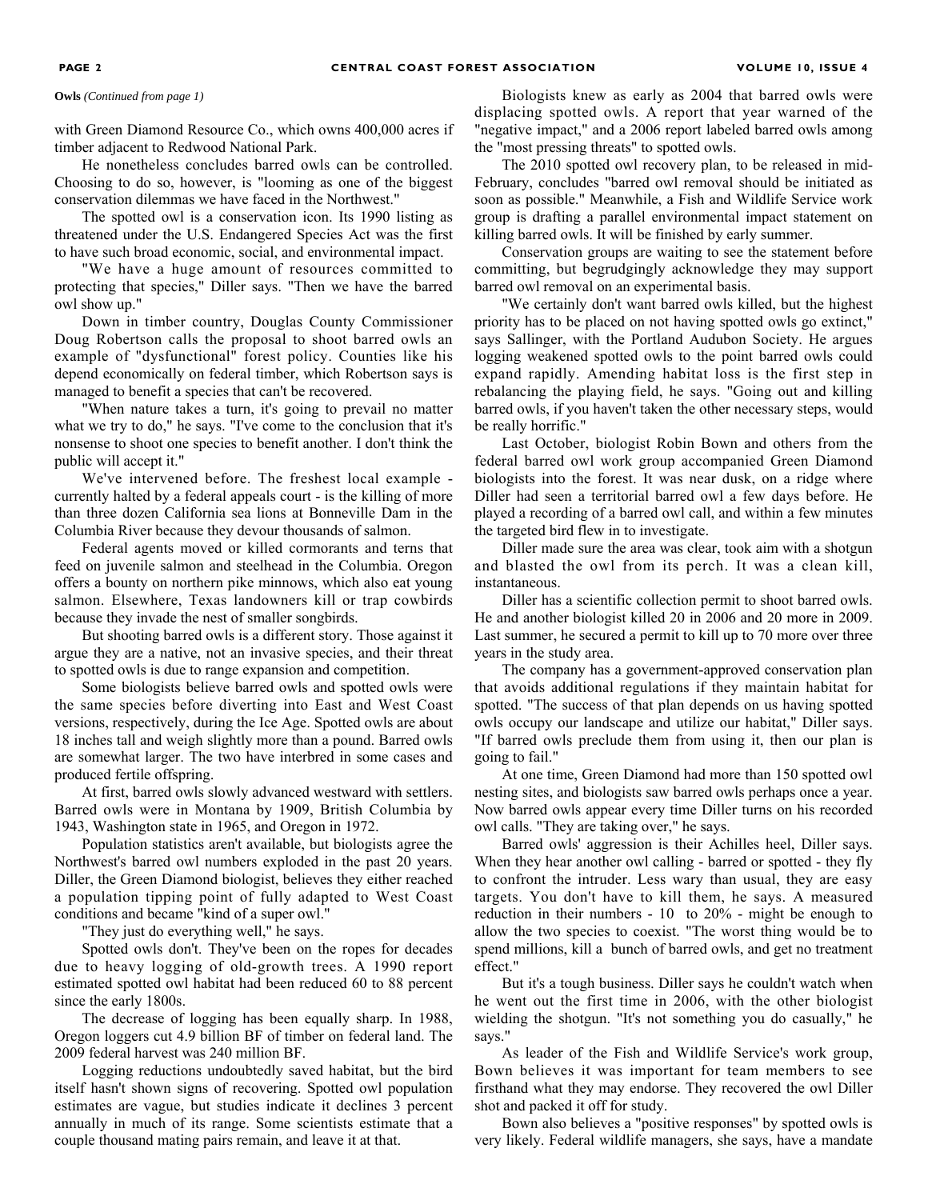**Owls** *(Continued from page 1)*

with Green Diamond Resource Co., which owns 400,000 acres if timber adjacent to Redwood National Park.

He nonetheless concludes barred owls can be controlled. Choosing to do so, however, is "looming as one of the biggest conservation dilemmas we have faced in the Northwest."

The spotted owl is a conservation icon. Its 1990 listing as threatened under the U.S. Endangered Species Act was the first to have such broad economic, social, and environmental impact.

"We have a huge amount of resources committed to protecting that species," Diller says. "Then we have the barred owl show up."

Down in timber country, Douglas County Commissioner Doug Robertson calls the proposal to shoot barred owls an example of "dysfunctional" forest policy. Counties like his depend economically on federal timber, which Robertson says is managed to benefit a species that can't be recovered.

"When nature takes a turn, it's going to prevail no matter what we try to do," he says. "I've come to the conclusion that it's nonsense to shoot one species to benefit another. I don't think the public will accept it."

We've intervened before. The freshest local example - currently halted by a federal appeals court - is the killing of more than three dozen California sea lions at Bonneville Dam in the Columbia River because they devour thousands of salmon.

Federal agents moved or killed cormorants and terns that feed on juvenile salmon and steelhead in the Columbia. Oregon offers a bounty on northern pike minnows, which also eat young salmon. Elsewhere, Texas landowners kill or trap cowbirds because they invade the nest of smaller songbirds.

But shooting barred owls is a different story. Those against it argue they are a native, not an invasive species, and their threat to spotted owls is due to range expansion and competition.

Some biologists believe barred owls and spotted owls were the same species before diverting into East and West Coast versions, respectively, during the Ice Age. Spotted owls are about 18 inches tall and weigh slightly more than a pound. Barred owls are somewhat larger. The two have interbred in some cases and produced fertile offspring.

At first, barred owls slowly advanced westward with settlers. Barred owls were in Montana by 1909, British Columbia by 1943, Washington state in 1965, and Oregon in 1972.

Population statistics aren't available, but biologists agree the Northwest's barred owl numbers exploded in the past 20 years. Diller, the Green Diamond biologist, believes they either reached a population tipping point of fully adapted to West Coast conditions and became "kind of a super owl."

"They just do everything well," he says.

Spotted owls don't. They've been on the ropes for decades due to heavy logging of old-growth trees. A 1990 report estimated spotted owl habitat had been reduced 60 to 88 percent since the early 1800s.

The decrease of logging has been equally sharp. In 1988, Oregon loggers cut 4.9 billion BF of timber on federal land. The 2009 federal harvest was 240 million BF.

Logging reductions undoubtedly saved habitat, but the bird itself hasn't shown signs of recovering. Spotted owl population estimates are vague, but studies indicate it declines 3 percent annually in much of its range. Some scientists estimate that a couple thousand mating pairs remain, and leave it at that.

Biologists knew as early as 2004 that barred owls were displacing spotted owls. A report that year warned of the "negative impact," and a 2006 report labeled barred owls among the "most pressing threats" to spotted owls.

The 2010 spotted owl recovery plan, to be released in mid-February, concludes "barred owl removal should be initiated as soon as possible." Meanwhile, a Fish and Wildlife Service work group is drafting a parallel environmental impact statement on killing barred owls. It will be finished by early summer.

Conservation groups are waiting to see the statement before committing, but begrudgingly acknowledge they may support barred owl removal on an experimental basis.

"We certainly don't want barred owls killed, but the highest priority has to be placed on not having spotted owls go extinct," says Sallinger, with the Portland Audubon Society. He argues logging weakened spotted owls to the point barred owls could expand rapidly. Amending habitat loss is the first step in rebalancing the playing field, he says. "Going out and killing barred owls, if you haven't taken the other necessary steps, would be really horrific."

Last October, biologist Robin Bown and others from the federal barred owl work group accompanied Green Diamond biologists into the forest. It was near dusk, on a ridge where Diller had seen a territorial barred owl a few days before. He played a recording of a barred owl call, and within a few minutes the targeted bird flew in to investigate.

Diller made sure the area was clear, took aim with a shotgun and blasted the owl from its perch. It was a clean kill, instantaneous.

Diller has a scientific collection permit to shoot barred owls. He and another biologist killed 20 in 2006 and 20 more in 2009. Last summer, he secured a permit to kill up to 70 more over three years in the study area.

The company has a government-approved conservation plan that avoids additional regulations if they maintain habitat for spotted. "The success of that plan depends on us having spotted owls occupy our landscape and utilize our habitat," Diller says. "If barred owls preclude them from using it, then our plan is going to fail."

At one time, Green Diamond had more than 150 spotted owl nesting sites, and biologists saw barred owls perhaps once a year. Now barred owls appear every time Diller turns on his recorded owl calls. "They are taking over," he says.

Barred owls' aggression is their Achilles heel, Diller says. When they hear another owl calling - barred or spotted - they fly to confront the intruder. Less wary than usual, they are easy targets. You don't have to kill them, he says. A measured reduction in their numbers - 10 to 20% - might be enough to allow the two species to coexist. "The worst thing would be to spend millions, kill a bunch of barred owls, and get no treatment effect."

But it's a tough business. Diller says he couldn't watch when he went out the first time in 2006, with the other biologist wielding the shotgun. "It's not something you do casually," he says."

As leader of the Fish and Wildlife Service's work group, Bown believes it was important for team members to see firsthand what they may endorse. They recovered the owl Diller shot and packed it off for study.

Bown also believes a "positive responses" by spotted owls is very likely. Federal wildlife managers, she says, have a mandate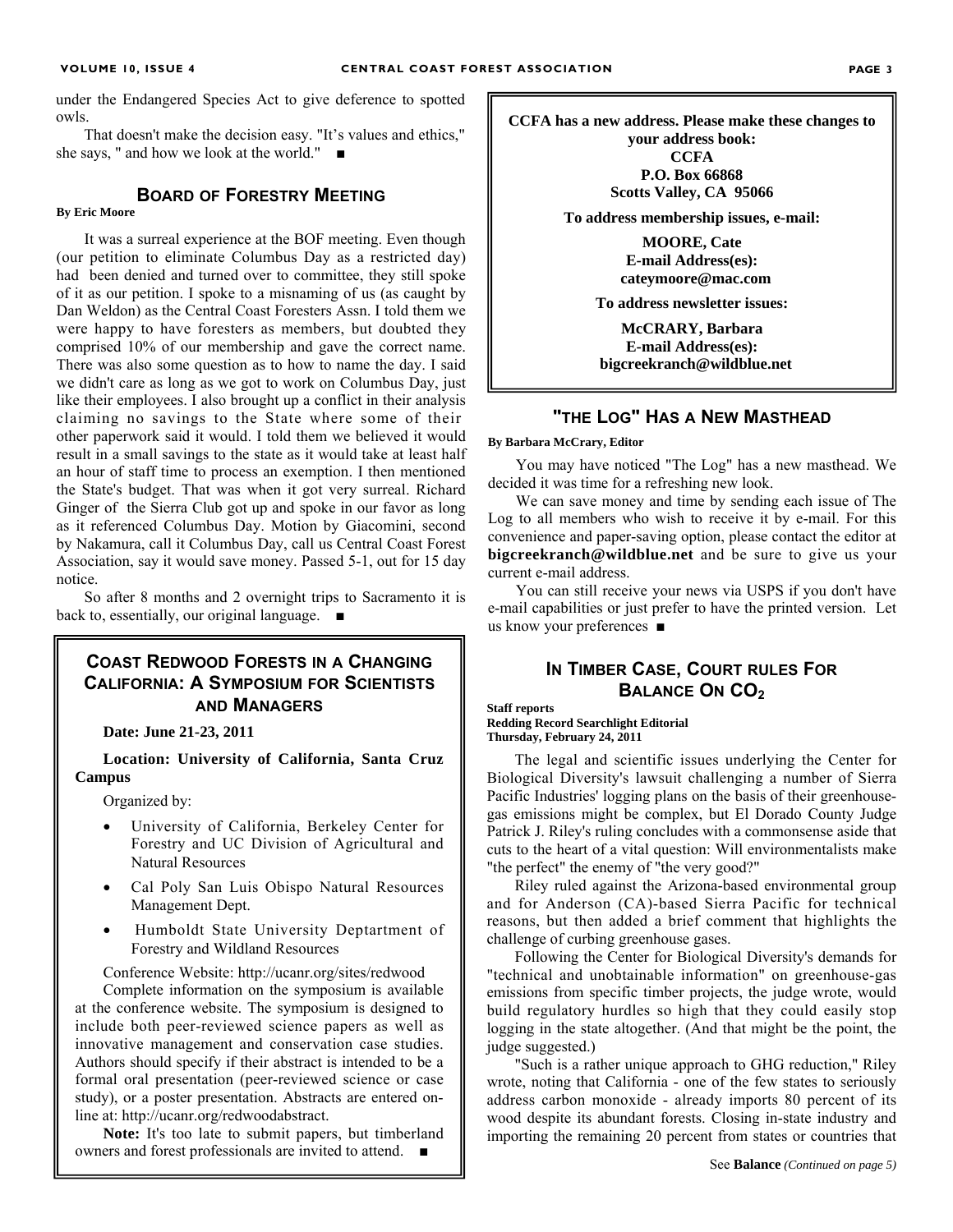under the Endangered Species Act to give deference to spotted owls.

That doesn't make the decision easy. "It's values and ethics," she says, " and how we look at the world." ■

## Board of Forestry Meeting

**By Eric Moore**

It was a surreal experience at the BOF meeting. Even though (our petition to eliminate Columbus Day as a restricted day) had been denied and turned over to committee, they still spoke of it as our petition. I spoke to a misnaming of us (as caught by Dan Weldon) as the Central Coast Foresters Assn. I told them we were happy to have foresters as members, but doubted they comprised 10% of our membership and gave the correct name. There was also some question as to how to name the day. I said we didn't care as long as we got to work on Columbus Day, just like their employees. I also brought up a conflict in their analysis claiming no savings to the State where some of their other paperwork said it would. I told them we believed it would result in a small savings to the state as it would take at least half an hour of staff time to process an exemption. I then mentioned the State's budget. That was when it got very surreal. Richard Ginger of the Sierra Club got up and spoke in our favor as long as it referenced Columbus Day. Motion by Giacomini, second by Nakamura, call it Columbus Day, call us Central Coast Forest Association, say it would save money. Passed 5-1, out for 15 day notice.

So after 8 months and 2 overnight trips to Sacramento it is back to, essentially, our original language. ■

## Coast Redwood Forests in a Changing California: A Symposium for Scientists and Managers

**Date: June 21-23, 2011**

**Location: University of California, Santa Cruz Campus**

Organized by:

- University of California, Berkeley Center for Forestry and UC Division of Agricultural and Natural Resources
- Cal Poly San Luis Obispo Natural Resources Management Dept.
- Humboldt State University Deptartment of Forestry and Wildland Resources

Conference Website: http://ucanr.org/sites/redwood

Complete information on the symposium is available at the conference website. The symposium is designed to include both peer-reviewed science papers as well as innovative management and conservation case studies. Authors should specify if their abstract is intended to be a formal oral presentation (peer-reviewed science or case study), or a poster presentation. Abstracts are entered on-line at: http://ucanr.org/redwoodabstract.

**Note:** It's too late to submit papers, but timberland owners and forest professionals are invited to attend. ■

**CCFA has a new address. Please make these changes to your address book:**
**CCFA**
**P.O. Box 66868**
**Scotts Valley, CA 95066**

**To address membership issues, e-mail:**

**MOORE, Cate**
**E-mail Address(es):**
**cateymoore@mac.com**

**To address newsletter issues:**

**McCRARY, Barbara**
**E-mail Address(es):**
**bigcreekranch@wildblue.net**

## "The Log" Has a New Masthead

**By Barbara McCrary, Editor**

You may have noticed "The Log" has a new masthead. We decided it was time for a refreshing new look.

We can save money and time by sending each issue of The Log to all members who wish to receive it by e-mail. For this convenience and paper-saving option, please contact the editor at **bigcreekranch@wildblue.net** and be sure to give us your current e-mail address.

You can still receive your news via USPS if you don't have e-mail capabilities or just prefer to have the printed version. Let us know your preferences ■

## In Timber Case, Court Rules For Balance On $CO_2$

**Staff reports**
**Redding Record Searchlight Editorial**
**Thursday, February 24, 2011**

The legal and scientific issues underlying the Center for Biological Diversity's lawsuit challenging a number of Sierra Pacific Industries' logging plans on the basis of their greenhouse-gas emissions might be complex, but El Dorado County Judge Patrick J. Riley's ruling concludes with a commonsense aside that cuts to the heart of a vital question: Will environmentalists make "the perfect" the enemy of "the very good?"

Riley ruled against the Arizona-based environmental group and for Anderson (CA)-based Sierra Pacific for technical reasons, but then added a brief comment that highlights the challenge of curbing greenhouse gases.

Following the Center for Biological Diversity's demands for "technical and unobtainable information" on greenhouse-gas emissions from specific timber projects, the judge wrote, would build regulatory hurdles so high that they could easily stop logging in the state altogether. (And that might be the point, the judge suggested.)

"Such is a rather unique approach to GHG reduction," Riley wrote, noting that California - one of the few states to seriously address carbon monoxide - already imports 80 percent of its wood despite its abundant forests. Closing in-state industry and importing the remaining 20 percent from states or countries that

See **Balance** *(Continued on page 5)*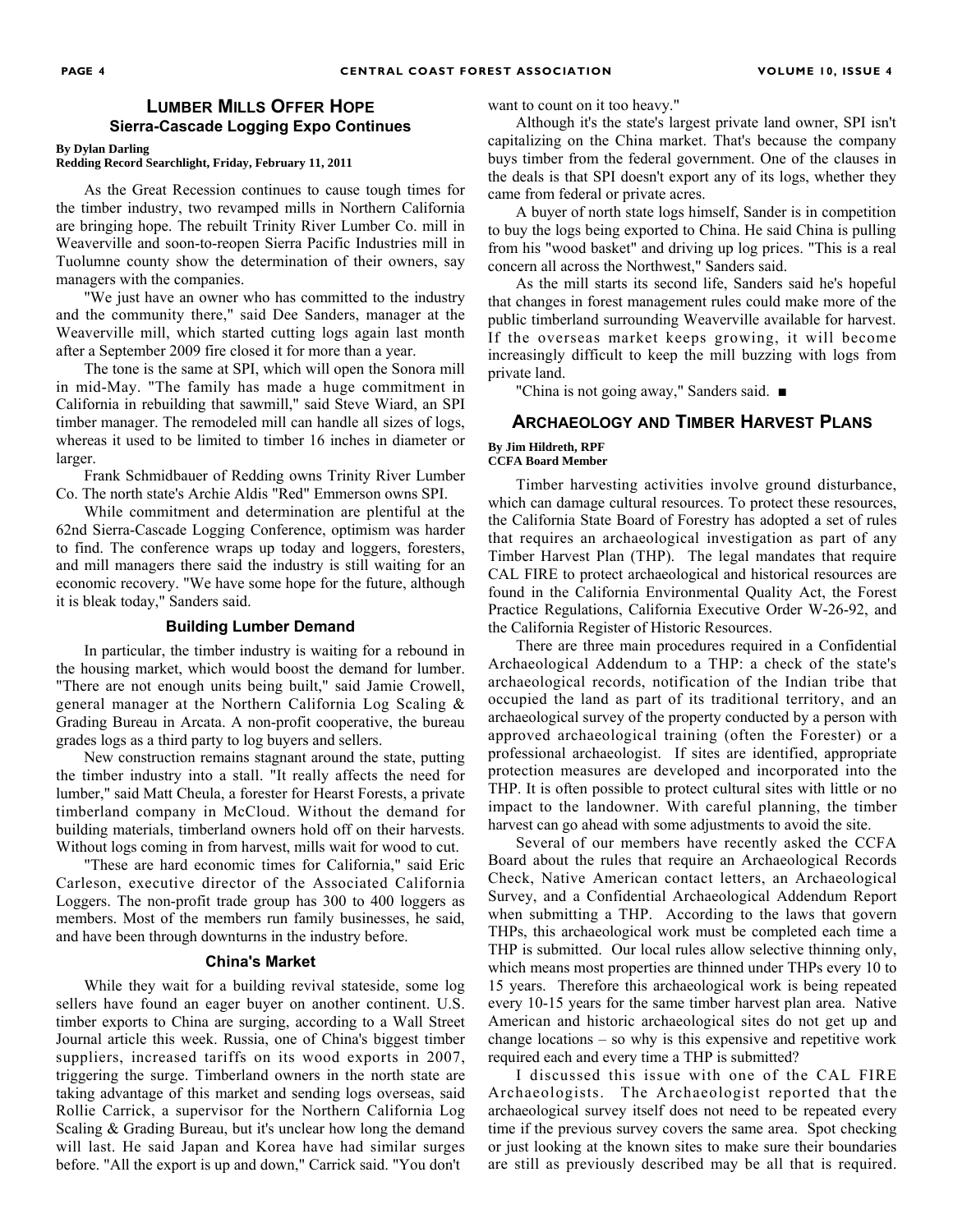## Lumber Mills Offer Hope

### Sierra-Cascade Logging Expo Continues

**By Dylan Darling**
**Redding Record Searchlight, Friday, February 11, 2011**

As the Great Recession continues to cause tough times for the timber industry, two revamped mills in Northern California are bringing hope. The rebuilt Trinity River Lumber Co. mill in Weaverville and soon-to-reopen Sierra Pacific Industries mill in Tuolumne county show the determination of their owners, say managers with the companies.

"We just have an owner who has committed to the industry and the community there," said Dee Sanders, manager at the Weaverville mill, which started cutting logs again last month after a September 2009 fire closed it for more than a year.

The tone is the same at SPI, which will open the Sonora mill in mid-May. "The family has made a huge commitment in California in rebuilding that sawmill," said Steve Wiard, an SPI timber manager. The remodeled mill can handle all sizes of logs, whereas it used to be limited to timber 16 inches in diameter or larger.

Frank Schmidbauer of Redding owns Trinity River Lumber Co. The north state's Archie Aldis "Red" Emmerson owns SPI.

While commitment and determination are plentiful at the 62nd Sierra-Cascade Logging Conference, optimism was harder to find. The conference wraps up today and loggers, foresters, and mill managers there said the industry is still waiting for an economic recovery. "We have some hope for the future, although it is bleak today," Sanders said.

#### Building Lumber Demand

In particular, the timber industry is waiting for a rebound in the housing market, which would boost the demand for lumber. "There are not enough units being built," said Jamie Crowell, general manager at the Northern California Log Scaling & Grading Bureau in Arcata. A non-profit cooperative, the bureau grades logs as a third party to log buyers and sellers.

New construction remains stagnant around the state, putting the timber industry into a stall. "It really affects the need for lumber," said Matt Cheula, a forester for Hearst Forests, a private timberland company in McCloud. Without the demand for building materials, timberland owners hold off on their harvests. Without logs coming in from harvest, mills wait for wood to cut.

"These are hard economic times for California," said Eric Carleson, executive director of the Associated California Loggers. The non-profit trade group has 300 to 400 loggers as members. Most of the members run family businesses, he said, and have been through downturns in the industry before.

#### China's Market

While they wait for a building revival stateside, some log sellers have found an eager buyer on another continent. U.S. timber exports to China are surging, according to a Wall Street Journal article this week. Russia, one of China's biggest timber suppliers, increased tariffs on its wood exports in 2007, triggering the surge. Timberland owners in the north state are taking advantage of this market and sending logs overseas, said Rollie Carrick, a supervisor for the Northern California Log Scaling & Grading Bureau, but it's unclear how long the demand will last. He said Japan and Korea have had similar surges before. "All the export is up and down," Carrick said. "You don't want to count on it too heavy."

Although it's the state's largest private land owner, SPI isn't capitalizing on the China market. That's because the company buys timber from the federal government. One of the clauses in the deals is that SPI doesn't export any of its logs, whether they came from federal or private acres.

A buyer of north state logs himself, Sander is in competition to buy the logs being exported to China. He said China is pulling from his "wood basket" and driving up log prices. "This is a real concern all across the Northwest," Sanders said.

As the mill starts its second life, Sanders said he's hopeful that changes in forest management rules could make more of the public timberland surrounding Weaverville available for harvest. If the overseas market keeps growing, it will become increasingly difficult to keep the mill buzzing with logs from private land.

"China is not going away," Sanders said. ■

## Archaeology and Timber Harvest Plans

**By Jim Hildreth, RPF**
**CCFA Board Member**

Timber harvesting activities involve ground disturbance, which can damage cultural resources. To protect these resources, the California State Board of Forestry has adopted a set of rules that requires an archaeological investigation as part of any Timber Harvest Plan (THP). The legal mandates that require CAL FIRE to protect archaeological and historical resources are found in the California Environmental Quality Act, the Forest Practice Regulations, California Executive Order W-26-92, and the California Register of Historic Resources.

There are three main procedures required in a Confidential Archaeological Addendum to a THP: a check of the state's archaeological records, notification of the Indian tribe that occupied the land as part of its traditional territory, and an archaeological survey of the property conducted by a person with approved archaeological training (often the Forester) or a professional archaeologist. If sites are identified, appropriate protection measures are developed and incorporated into the THP. It is often possible to protect cultural sites with little or no impact to the landowner. With careful planning, the timber harvest can go ahead with some adjustments to avoid the site.

Several of our members have recently asked the CCFA Board about the rules that require an Archaeological Records Check, Native American contact letters, an Archaeological Survey, and a Confidential Archaeological Addendum Report when submitting a THP. According to the laws that govern THPs, this archaeological work must be completed each time a THP is submitted. Our local rules allow selective thinning only, which means most properties are thinned under THPs every 10 to 15 years. Therefore this archaeological work is being repeated every 10-15 years for the same timber harvest plan area. Native American and historic archaeological sites do not get up and change locations – so why is this expensive and repetitive work required each and every time a THP is submitted?

I discussed this issue with one of the CAL FIRE Archaeologists. The Archaeologist reported that the archaeological survey itself does not need to be repeated every time if the previous survey covers the same area. Spot checking or just looking at the known sites to make sure their boundaries are still as previously described may be all that is required.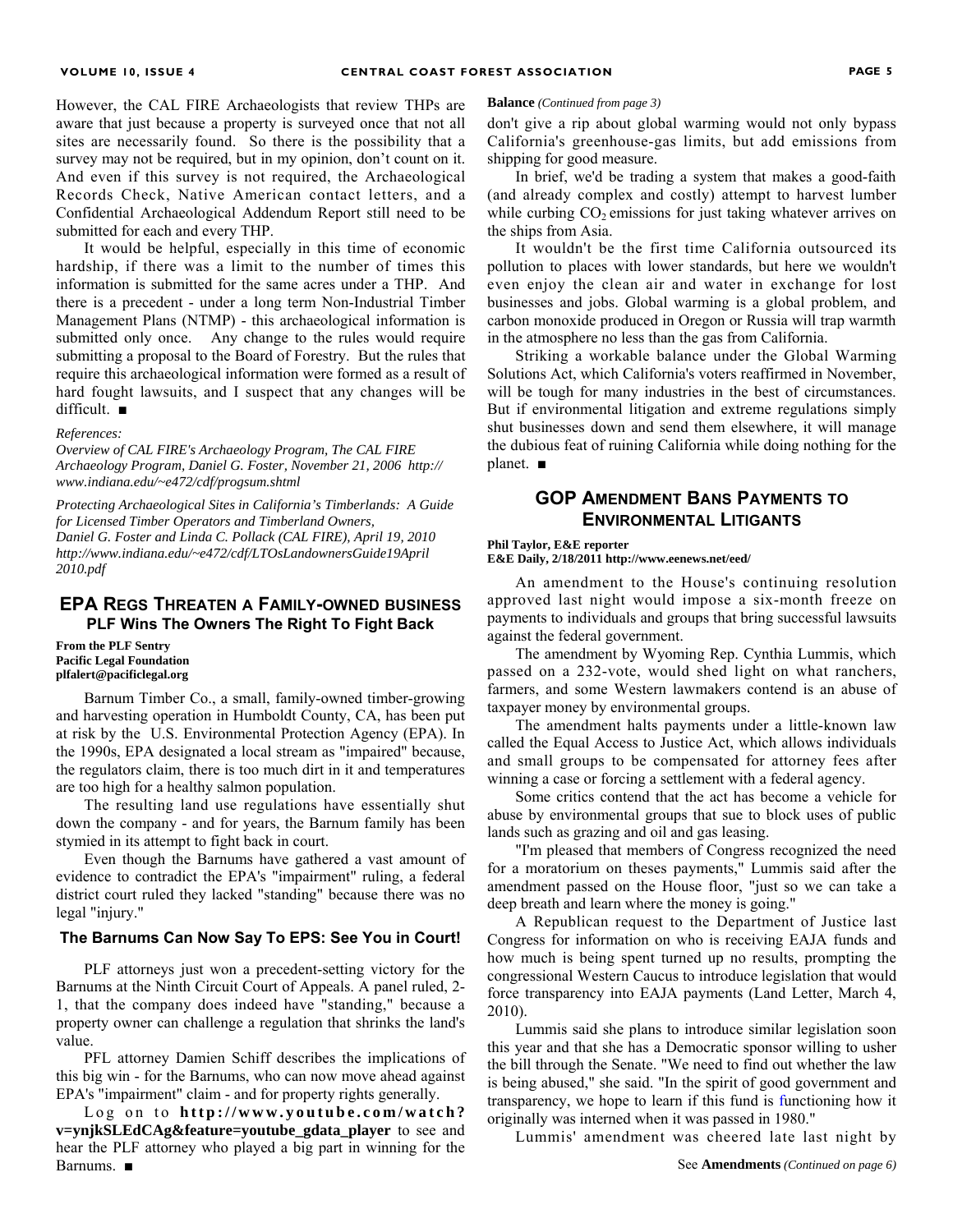However, the CAL FIRE Archaeologists that review THPs are aware that just because a property is surveyed once that not all sites are necessarily found. So there is the possibility that a survey may not be required, but in my opinion, don't count on it. And even if this survey is not required, the Archaeological Records Check, Native American contact letters, and a Confidential Archaeological Addendum Report still need to be submitted for each and every THP.

It would be helpful, especially in this time of economic hardship, if there was a limit to the number of times this information is submitted for the same acres under a THP. And there is a precedent - under a long term Non-Industrial Timber Management Plans (NTMP) - this archaeological information is submitted only once. Any change to the rules would require submitting a proposal to the Board of Forestry. But the rules that require this archaeological information were formed as a result of hard fought lawsuits, and I suspect that any changes will be difficult. ■

*References:*

*Overview of CAL FIRE's Archaeology Program, The CAL FIRE Archaeology Program, Daniel G. Foster, November 21, 2006 http://www.indiana.edu/~e472/cdf/progsum.shtml*

*Protecting Archaeological Sites in California's Timberlands: A Guide for Licensed Timber Operators and Timberland Owners, Daniel G. Foster and Linda C. Pollack (CAL FIRE), April 19, 2010 http://www.indiana.edu/~e472/cdf/LTOsLandownersGuide19April2010.pdf*

## EPA Regs Threaten a Family-owned Business

### PLF Wins The Owners The Right To Fight Back

**From the PLF Sentry**
**Pacific Legal Foundation**
**plfalert@pacificlegal.org**

Barnum Timber Co., a small, family-owned timber-growing and harvesting operation in Humboldt County, CA, has been put at risk by the U.S. Environmental Protection Agency (EPA). In the 1990s, EPA designated a local stream as "impaired" because, the regulators claim, there is too much dirt in it and temperatures are too high for a healthy salmon population.

The resulting land use regulations have essentially shut down the company - and for years, the Barnum family has been stymied in its attempt to fight back in court.

Even though the Barnums have gathered a vast amount of evidence to contradict the EPA's "impairment" ruling, a federal district court ruled they lacked "standing" because there was no legal "injury."

### The Barnums Can Now Say To EPS: See You in Court!

PLF attorneys just won a precedent-setting victory for the Barnums at the Ninth Circuit Court of Appeals. A panel ruled, 2-1, that the company does indeed have "standing," because a property owner can challenge a regulation that shrinks the land's value.

PFL attorney Damien Schiff describes the implications of this big win - for the Barnums, who can now move ahead against EPA's "impairment" claim - and for property rights generally.

Log on to **http://www.youtube.com/watch?v=ynjkSLEdCAg&feature=youtube_gdata_player** to see and hear the PLF attorney who played a big part in winning for the Barnums. ■

**Balance** *(Continued from page 3)*

don't give a rip about global warming would not only bypass California's greenhouse-gas limits, but add emissions from shipping for good measure.

In brief, we'd be trading a system that makes a good-faith (and already complex and costly) attempt to harvest lumber while curbing $CO_2$ emissions for just taking whatever arrives on the ships from Asia.

It wouldn't be the first time California outsourced its pollution to places with lower standards, but here we wouldn't even enjoy the clean air and water in exchange for lost businesses and jobs. Global warming is a global problem, and carbon monoxide produced in Oregon or Russia will trap warmth in the atmosphere no less than the gas from California.

Striking a workable balance under the Global Warming Solutions Act, which California's voters reaffirmed in November, will be tough for many industries in the best of circumstances. But if environmental litigation and extreme regulations simply shut businesses down and send them elsewhere, it will manage the dubious feat of ruining California while doing nothing for the planet. ■

## GOP Amendment Bans Payments to Environmental Litigants

**Phil Taylor, E&E reporter**
**E&E Daily, 2/18/2011 http://www.eenews.net/eed/**

An amendment to the House's continuing resolution approved last night would impose a six-month freeze on payments to individuals and groups that bring successful lawsuits against the federal government.

The amendment by Wyoming Rep. Cynthia Lummis, which passed on a 232-vote, would shed light on what ranchers, farmers, and some Western lawmakers contend is an abuse of taxpayer money by environmental groups.

The amendment halts payments under a little-known law called the Equal Access to Justice Act, which allows individuals and small groups to be compensated for attorney fees after winning a case or forcing a settlement with a federal agency.

Some critics contend that the act has become a vehicle for abuse by environmental groups that sue to block uses of public lands such as grazing and oil and gas leasing.

"I'm pleased that members of Congress recognized the need for a moratorium on theses payments," Lummis said after the amendment passed on the House floor, "just so we can take a deep breath and learn where the money is going."

A Republican request to the Department of Justice last Congress for information on who is receiving EAJA funds and how much is being spent turned up no results, prompting the congressional Western Caucus to introduce legislation that would force transparency into EAJA payments (Land Letter, March 4, 2010).

Lummis said she plans to introduce similar legislation soon this year and that she has a Democratic sponsor willing to usher the bill through the Senate. "We need to find out whether the law is being abused," she said. "In the spirit of good government and transparency, we hope to learn if this fund is functioning how it originally was interned when it was passed in 1980."

Lummis' amendment was cheered late last night by

See **Amendments** *(Continued on page 6)*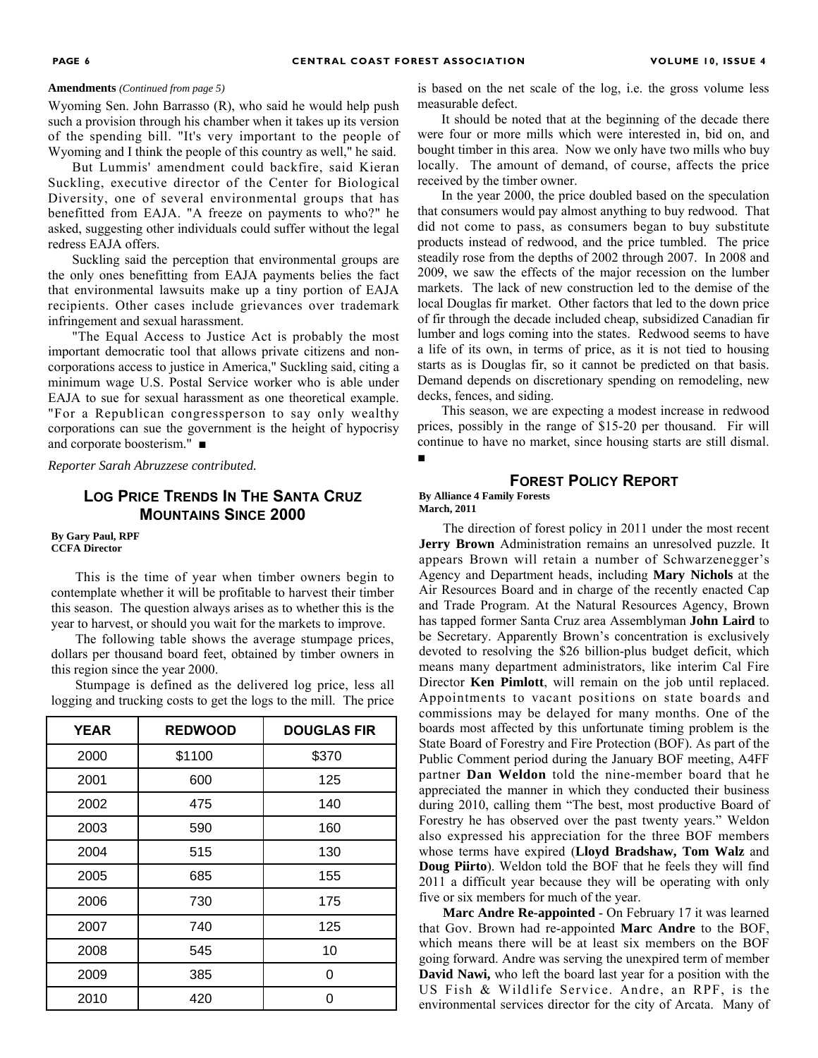**Amendments** *(Continued from page 5)*

Wyoming Sen. John Barrasso (R), who said he would help push such a provision through his chamber when it takes up its version of the spending bill. "It's very important to the people of Wyoming and I think the people of this country as well," he said.

But Lummis' amendment could backfire, said Kieran Suckling, executive director of the Center for Biological Diversity, one of several environmental groups that has benefitted from EAJA. "A freeze on payments to who?" he asked, suggesting other individuals could suffer without the legal redress EAJA offers.

Suckling said the perception that environmental groups are the only ones benefitting from EAJA payments belies the fact that environmental lawsuits make up a tiny portion of EAJA recipients. Other cases include grievances over trademark infringement and sexual harassment.

"The Equal Access to Justice Act is probably the most important democratic tool that allows private citizens and non-corporations access to justice in America," Suckling said, citing a minimum wage U.S. Postal Service worker who is able under EAJA to sue for sexual harassment as one theoretical example. "For a Republican congressperson to say only wealthy corporations can sue the government is the height of hypocrisy and corporate boosterism." ■

*Reporter Sarah Abruzzese contributed.*

## Log Price Trends In The Santa Cruz Mountains Since 2000

**By Gary Paul, RPF**
**CCFA Director**

This is the time of year when timber owners begin to contemplate whether it will be profitable to harvest their timber this season. The question always arises as to whether this is the year to harvest, or should you wait for the markets to improve.

The following table shows the average stumpage prices, dollars per thousand board feet, obtained by timber owners in this region since the year 2000.

Stumpage is defined as the delivered log price, less all logging and trucking costs to get the logs to the mill. The price is based on the net scale of the log, i.e. the gross volume less measurable defect.

| YEAR | REDWOOD | DOUGLAS FIR |
|---|---|---|
| 2000 | $1100 | $370 |
| 2001 | 600 | 125 |
| 2002 | 475 | 140 |
| 2003 | 590 | 160 |
| 2004 | 515 | 130 |
| 2005 | 685 | 155 |
| 2006 | 730 | 175 |
| 2007 | 740 | 125 |
| 2008 | 545 | 10 |
| 2009 | 385 | 0 |
| 2010 | 420 | 0 |

It should be noted that at the beginning of the decade there were four or more mills which were interested in, bid on, and bought timber in this area. Now we only have two mills who buy locally. The amount of demand, of course, affects the price received by the timber owner.

In the year 2000, the price doubled based on the speculation that consumers would pay almost anything to buy redwood. That did not come to pass, as consumers began to buy substitute products instead of redwood, and the price tumbled. The price steadily rose from the depths of 2002 through 2007. In 2008 and 2009, we saw the effects of the major recession on the lumber markets. The lack of new construction led to the demise of the local Douglas fir market. Other factors that led to the down price of fir through the decade included cheap, subsidized Canadian fir lumber and logs coming into the states. Redwood seems to have a life of its own, in terms of price, as it is not tied to housing starts as is Douglas fir, so it cannot be predicted on that basis. Demand depends on discretionary spending on remodeling, new decks, fences, and siding.

This season, we are expecting a modest increase in redwood prices, possibly in the range of $15-20 per thousand. Fir will continue to have no market, since housing starts are still dismal. ■

## Forest Policy Report

**By Alliance 4 Family Forests**
**March, 2011**

The direction of forest policy in 2011 under the most recent **Jerry Brown** Administration remains an unresolved puzzle. It appears Brown will retain a number of Schwarzenegger's Agency and Department heads, including **Mary Nichols** at the Air Resources Board and in charge of the recently enacted Cap and Trade Program. At the Natural Resources Agency, Brown has tapped former Santa Cruz area Assemblyman **John Laird** to be Secretary. Apparently Brown's concentration is exclusively devoted to resolving the $26 billion-plus budget deficit, which means many department administrators, like interim Cal Fire Director **Ken Pimlott**, will remain on the job until replaced. Appointments to vacant positions on state boards and commissions may be delayed for many months. One of the boards most affected by this unfortunate timing problem is the State Board of Forestry and Fire Protection (BOF). As part of the Public Comment period during the January BOF meeting, A4FF partner **Dan Weldon** told the nine-member board that he appreciated the manner in which they conducted their business during 2010, calling them "The best, most productive Board of Forestry he has observed over the past twenty years." Weldon also expressed his appreciation for the three BOF members whose terms have expired (**Lloyd Bradshaw, Tom Walz** and **Doug Piirto**). Weldon told the BOF that he feels they will find 2011 a difficult year because they will be operating with only five or six members for much of the year.

**Marc Andre Re-appointed** - On February 17 it was learned that Gov. Brown had re-appointed **Marc Andre** to the BOF, which means there will be at least six members on the BOF going forward. Andre was serving the unexpired term of member **David Nawi,** who left the board last year for a position with the US Fish & Wildlife Service. Andre, an RPF, is the environmental services director for the city of Arcata. Many of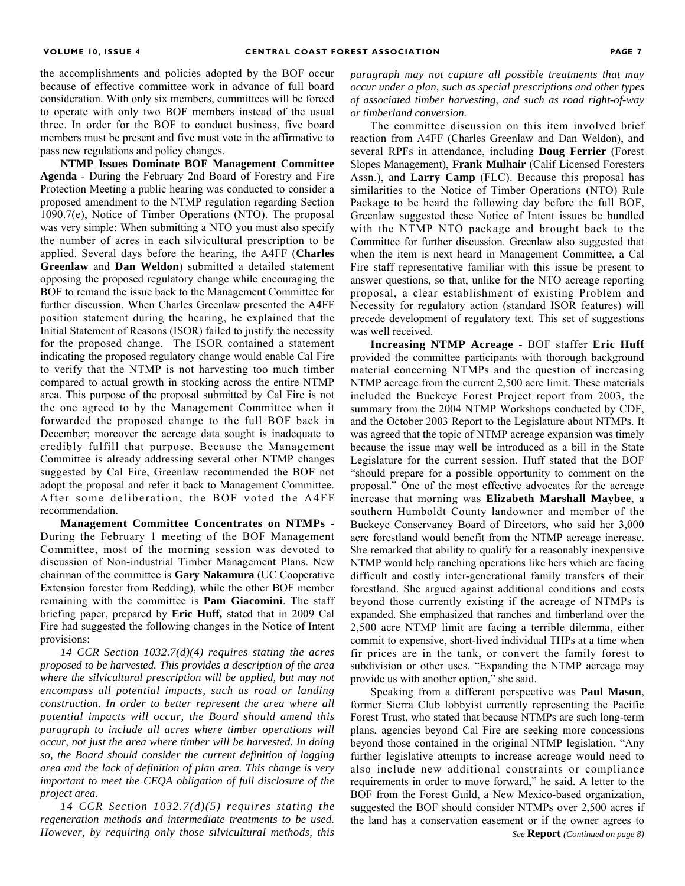the accomplishments and policies adopted by the BOF occur because of effective committee work in advance of full board consideration. With only six members, committees will be forced to operate with only two BOF members instead of the usual three. In order for the BOF to conduct business, five board members must be present and five must vote in the affirmative to pass new regulations and policy changes.

**NTMP Issues Dominate BOF Management Committee Agenda** - During the February 2nd Board of Forestry and Fire Protection Meeting a public hearing was conducted to consider a proposed amendment to the NTMP regulation regarding Section 1090.7(e), Notice of Timber Operations (NTO). The proposal was very simple: When submitting a NTO you must also specify the number of acres in each silvicultural prescription to be applied. Several days before the hearing, the A4FF (**Charles Greenlaw** and **Dan Weldon**) submitted a detailed statement opposing the proposed regulatory change while encouraging the BOF to remand the issue back to the Management Committee for further discussion. When Charles Greenlaw presented the A4FF position statement during the hearing, he explained that the Initial Statement of Reasons (ISOR) failed to justify the necessity for the proposed change. The ISOR contained a statement indicating the proposed regulatory change would enable Cal Fire to verify that the NTMP is not harvesting too much timber compared to actual growth in stocking across the entire NTMP area. This purpose of the proposal submitted by Cal Fire is not the one agreed to by the Management Committee when it forwarded the proposed change to the full BOF back in December; moreover the acreage data sought is inadequate to credibly fulfill that purpose. Because the Management Committee is already addressing several other NTMP changes suggested by Cal Fire, Greenlaw recommended the BOF not adopt the proposal and refer it back to Management Committee. After some deliberation, the BOF voted the A4FF recommendation.

**Management Committee Concentrates on NTMPs** - During the February 1 meeting of the BOF Management Committee, most of the morning session was devoted to discussion of Non-industrial Timber Management Plans. New chairman of the committee is **Gary Nakamura** (UC Cooperative Extension forester from Redding), while the other BOF member remaining with the committee is **Pam Giacomini**. The staff briefing paper, prepared by **Eric Huff,** stated that in 2009 Cal Fire had suggested the following changes in the Notice of Intent provisions:

*14 CCR Section 1032.7(d)(4) requires stating the acres proposed to be harvested. This provides a description of the area where the silvicultural prescription will be applied, but may not encompass all potential impacts, such as road or landing construction. In order to better represent the area where all potential impacts will occur, the Board should amend this paragraph to include all acres where timber operations will occur, not just the area where timber will be harvested. In doing so, the Board should consider the current definition of logging area and the lack of definition of plan area. This change is very important to meet the CEQA obligation of full disclosure of the project area.*

*14 CCR Section 1032.7(d)(5) requires stating the regeneration methods and intermediate treatments to be used. However, by requiring only those silvicultural methods, this paragraph may not capture all possible treatments that may occur under a plan, such as special prescriptions and other types of associated timber harvesting, and such as road right-of-way or timberland conversion.*

The committee discussion on this item involved brief reaction from A4FF (Charles Greenlaw and Dan Weldon), and several RPFs in attendance, including **Doug Ferrier** (Forest Slopes Management), **Frank Mulhair** (Calif Licensed Foresters Assn.), and **Larry Camp** (FLC). Because this proposal has similarities to the Notice of Timber Operations (NTO) Rule Package to be heard the following day before the full BOF, Greenlaw suggested these Notice of Intent issues be bundled with the NTMP NTO package and brought back to the Committee for further discussion. Greenlaw also suggested that when the item is next heard in Management Committee, a Cal Fire staff representative familiar with this issue be present to answer questions, so that, unlike for the NTO acreage reporting proposal, a clear establishment of existing Problem and Necessity for regulatory action (standard ISOR features) will precede development of regulatory text. This set of suggestions was well received.

**Increasing NTMP Acreage** - BOF staffer **Eric Huff** provided the committee participants with thorough background material concerning NTMPs and the question of increasing NTMP acreage from the current 2,500 acre limit. These materials included the Buckeye Forest Project report from 2003, the summary from the 2004 NTMP Workshops conducted by CDF, and the October 2003 Report to the Legislature about NTMPs. It was agreed that the topic of NTMP acreage expansion was timely because the issue may well be introduced as a bill in the State Legislature for the current session. Huff stated that the BOF "should prepare for a possible opportunity to comment on the proposal." One of the most effective advocates for the acreage increase that morning was **Elizabeth Marshall Maybee**, a southern Humboldt County landowner and member of the Buckeye Conservancy Board of Directors, who said her 3,000 acre forestland would benefit from the NTMP acreage increase. She remarked that ability to qualify for a reasonably inexpensive NTMP would help ranching operations like hers which are facing difficult and costly inter-generational family transfers of their forestland. She argued against additional conditions and costs beyond those currently existing if the acreage of NTMPs is expanded. She emphasized that ranches and timberland over the 2,500 acre NTMP limit are facing a terrible dilemma, either commit to expensive, short-lived individual THPs at a time when fir prices are in the tank, or convert the family forest to subdivision or other uses. "Expanding the NTMP acreage may provide us with another option," she said.

Speaking from a different perspective was **Paul Mason**, former Sierra Club lobbyist currently representing the Pacific Forest Trust, who stated that because NTMPs are such long-term plans, agencies beyond Cal Fire are seeking more concessions beyond those contained in the original NTMP legislation. "Any further legislative attempts to increase acreage would need to also include new additional constraints or compliance requirements in order to move forward," he said. A letter to the BOF from the Forest Guild, a New Mexico-based organization, suggested the BOF should consider NTMPs over 2,500 acres if the land has a conservation easement or if the owner agrees to

*See* **Report** *(Continued on page 8)*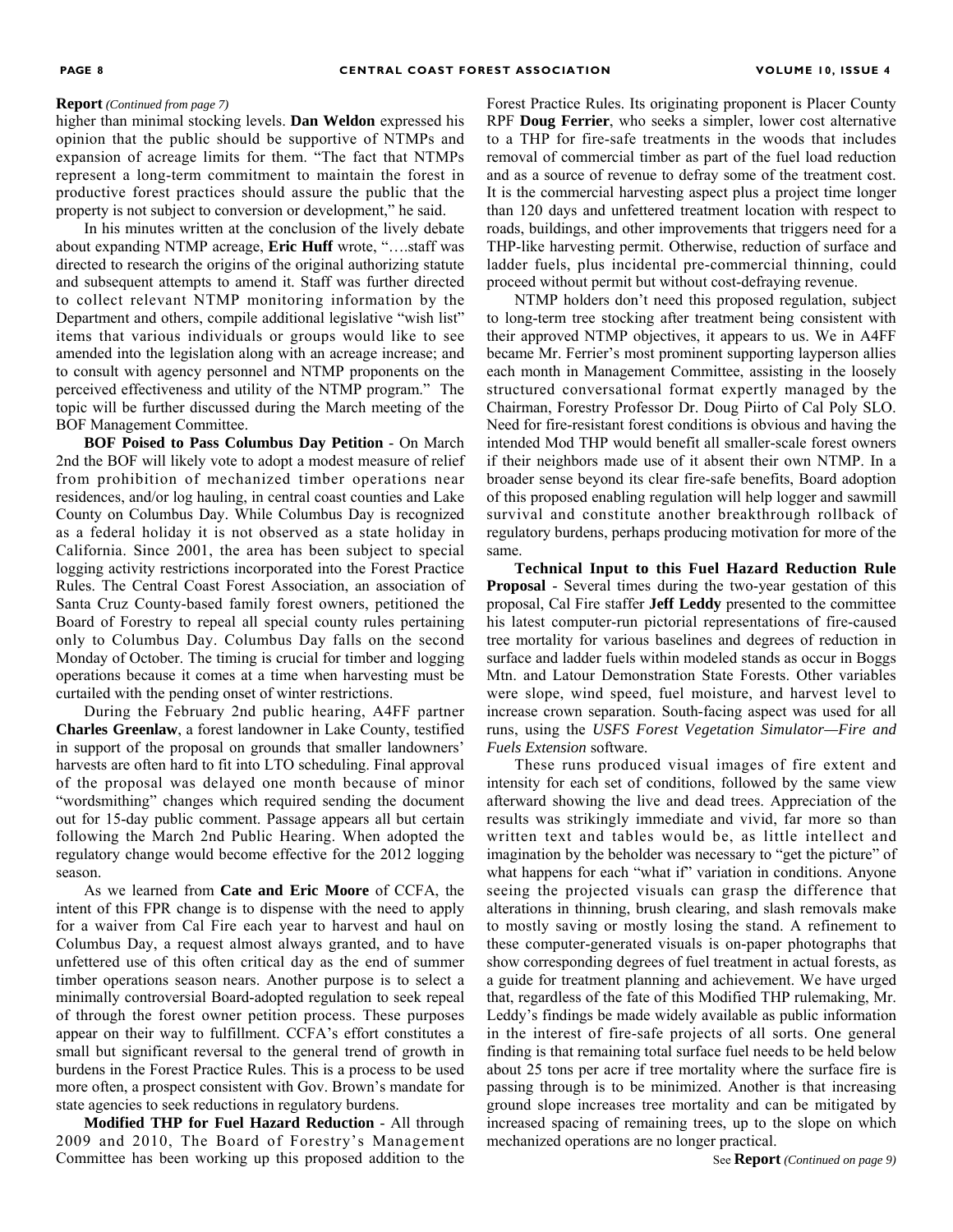**Report** *(Continued from page 7)*

higher than minimal stocking levels. **Dan Weldon** expressed his opinion that the public should be supportive of NTMPs and expansion of acreage limits for them. "The fact that NTMPs represent a long-term commitment to maintain the forest in productive forest practices should assure the public that the property is not subject to conversion or development," he said.

In his minutes written at the conclusion of the lively debate about expanding NTMP acreage, **Eric Huff** wrote, "….staff was directed to research the origins of the original authorizing statute and subsequent attempts to amend it. Staff was further directed to collect relevant NTMP monitoring information by the Department and others, compile additional legislative "wish list" items that various individuals or groups would like to see amended into the legislation along with an acreage increase; and to consult with agency personnel and NTMP proponents on the perceived effectiveness and utility of the NTMP program." The topic will be further discussed during the March meeting of the BOF Management Committee.

**BOF Poised to Pass Columbus Day Petition** - On March 2nd the BOF will likely vote to adopt a modest measure of relief from prohibition of mechanized timber operations near residences, and/or log hauling, in central coast counties and Lake County on Columbus Day. While Columbus Day is recognized as a federal holiday it is not observed as a state holiday in California. Since 2001, the area has been subject to special logging activity restrictions incorporated into the Forest Practice Rules. The Central Coast Forest Association, an association of Santa Cruz County-based family forest owners, petitioned the Board of Forestry to repeal all special county rules pertaining only to Columbus Day. Columbus Day falls on the second Monday of October. The timing is crucial for timber and logging operations because it comes at a time when harvesting must be curtailed with the pending onset of winter restrictions.

During the February 2nd public hearing, A4FF partner **Charles Greenlaw**, a forest landowner in Lake County, testified in support of the proposal on grounds that smaller landowners' harvests are often hard to fit into LTO scheduling. Final approval of the proposal was delayed one month because of minor "wordsmithing" changes which required sending the document out for 15-day public comment. Passage appears all but certain following the March 2nd Public Hearing. When adopted the regulatory change would become effective for the 2012 logging season.

As we learned from **Cate and Eric Moore** of CCFA, the intent of this FPR change is to dispense with the need to apply for a waiver from Cal Fire each year to harvest and haul on Columbus Day, a request almost always granted, and to have unfettered use of this often critical day as the end of summer timber operations season nears. Another purpose is to select a minimally controversial Board-adopted regulation to seek repeal of through the forest owner petition process. These purposes appear on their way to fulfillment. CCFA's effort constitutes a small but significant reversal to the general trend of growth in burdens in the Forest Practice Rules. This is a process to be used more often, a prospect consistent with Gov. Brown's mandate for state agencies to seek reductions in regulatory burdens.

**Modified THP for Fuel Hazard Reduction** - All through 2009 and 2010, The Board of Forestry's Management Committee has been working up this proposed addition to the Forest Practice Rules. Its originating proponent is Placer County RPF **Doug Ferrier**, who seeks a simpler, lower cost alternative to a THP for fire-safe treatments in the woods that includes removal of commercial timber as part of the fuel load reduction and as a source of revenue to defray some of the treatment cost. It is the commercial harvesting aspect plus a project time longer than 120 days and unfettered treatment location with respect to roads, buildings, and other improvements that triggers need for a THP-like harvesting permit. Otherwise, reduction of surface and ladder fuels, plus incidental pre-commercial thinning, could proceed without permit but without cost-defraying revenue.

NTMP holders don't need this proposed regulation, subject to long-term tree stocking after treatment being consistent with their approved NTMP objectives, it appears to us. We in A4FF became Mr. Ferrier's most prominent supporting layperson allies each month in Management Committee, assisting in the loosely structured conversational format expertly managed by the Chairman, Forestry Professor Dr. Doug Piirto of Cal Poly SLO. Need for fire-resistant forest conditions is obvious and having the intended Mod THP would benefit all smaller-scale forest owners if their neighbors made use of it absent their own NTMP. In a broader sense beyond its clear fire-safe benefits, Board adoption of this proposed enabling regulation will help logger and sawmill survival and constitute another breakthrough rollback of regulatory burdens, perhaps producing motivation for more of the same.

**Technical Input to this Fuel Hazard Reduction Rule Proposal** - Several times during the two-year gestation of this proposal, Cal Fire staffer **Jeff Leddy** presented to the committee his latest computer-run pictorial representations of fire-caused tree mortality for various baselines and degrees of reduction in surface and ladder fuels within modeled stands as occur in Boggs Mtn. and Latour Demonstration State Forests. Other variables were slope, wind speed, fuel moisture, and harvest level to increase crown separation. South-facing aspect was used for all runs, using the *USFS Forest Vegetation Simulator—Fire and Fuels Extension* software.

These runs produced visual images of fire extent and intensity for each set of conditions, followed by the same view afterward showing the live and dead trees. Appreciation of the results was strikingly immediate and vivid, far more so than written text and tables would be, as little intellect and imagination by the beholder was necessary to "get the picture" of what happens for each "what if" variation in conditions. Anyone seeing the projected visuals can grasp the difference that alterations in thinning, brush clearing, and slash removals make to mostly saving or mostly losing the stand. A refinement to these computer-generated visuals is on-paper photographs that show corresponding degrees of fuel treatment in actual forests, as a guide for treatment planning and achievement. We have urged that, regardless of the fate of this Modified THP rulemaking, Mr. Leddy's findings be made widely available as public information in the interest of fire-safe projects of all sorts. One general finding is that remaining total surface fuel needs to be held below about 25 tons per acre if tree mortality where the surface fire is passing through is to be minimized. Another is that increasing ground slope increases tree mortality and can be mitigated by increased spacing of remaining trees, up to the slope on which mechanized operations are no longer practical.

See **Report** *(Continued on page 9)*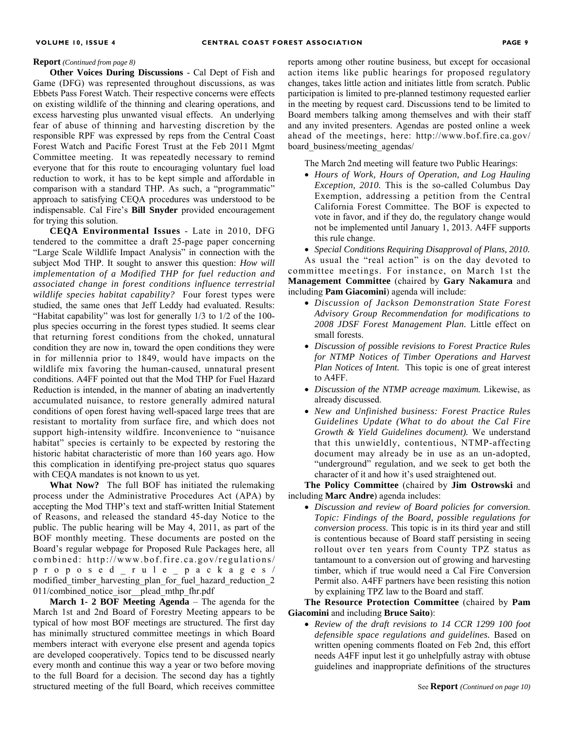**Report** *(Continued from page 8)*

**Other Voices During Discussions** - Cal Dept of Fish and Game (DFG) was represented throughout discussions, as was Ebbets Pass Forest Watch. Their respective concerns were effects on existing wildlife of the thinning and clearing operations, and excess harvesting plus unwanted visual effects. An underlying fear of abuse of thinning and harvesting discretion by the responsible RPF was expressed by reps from the Central Coast Forest Watch and Pacific Forest Trust at the Feb 2011 Mgmt Committee meeting. It was repeatedly necessary to remind everyone that for this route to encouraging voluntary fuel load reduction to work, it has to be kept simple and affordable in comparison with a standard THP. As such, a "programmatic" approach to satisfying CEQA procedures was understood to be indispensable. Cal Fire's **Bill Snyder** provided encouragement for trying this solution.

**CEQA Environmental Issues** - Late in 2010, DFG tendered to the committee a draft 25-page paper concerning "Large Scale Wildlife Impact Analysis" in connection with the subject Mod THP. It sought to answer this question: *How will implementation of a Modified THP for fuel reduction and associated change in forest conditions influence terrestrial wildlife species habitat capability?* Four forest types were studied, the same ones that Jeff Leddy had evaluated. Results: "Habitat capability" was lost for generally 1/3 to 1/2 of the 100-plus species occurring in the forest types studied. It seems clear that returning forest conditions from the choked, unnatural condition they are now in, toward the open conditions they were in for millennia prior to 1849, would have impacts on the wildlife mix favoring the human-caused, unnatural present conditions. A4FF pointed out that the Mod THP for Fuel Hazard Reduction is intended, in the manner of abating an inadvertently accumulated nuisance, to restore generally admired natural conditions of open forest having well-spaced large trees that are resistant to mortality from surface fire, and which does not support high-intensity wildfire. Inconvenience to "nuisance habitat" species is certainly to be expected by restoring the historic habitat characteristic of more than 160 years ago. How this complication in identifying pre-project status quo squares with CEQA mandates is not known to us yet.

**What Now?** The full BOF has initiated the rulemaking process under the Administrative Procedures Act (APA) by accepting the Mod THP's text and staff-written Initial Statement of Reasons, and released the standard 45-day Notice to the public. The public hearing will be May 4, 2011, as part of the BOF monthly meeting. These documents are posted on the Board's regular webpage for Proposed Rule Packages here, all combined: http://www.bof.fire.ca.gov/regulations/proposed_rule_packages/modified_timber_harvesting_plan_for_fuel_hazard_reduction_2011/combined_notice_isor__plead_mthp_fhr.pdf

**March 1- 2 BOF Meeting Agenda** – The agenda for the March 1st and 2nd Board of Forestry Meeting appears to be typical of how most BOF meetings are structured. The first day has minimally structured committee meetings in which Board members interact with everyone else present and agenda topics are developed cooperatively. Topics tend to be discussed nearly every month and continue this way a year or two before moving to the full Board for a decision. The second day has a tightly structured meeting of the full Board, which receives committee reports among other routine business, but except for occasional action items like public hearings for proposed regulatory changes, takes little action and initiates little from scratch. Public participation is limited to pre-planned testimony requested earlier in the meeting by request card. Discussions tend to be limited to Board members talking among themselves and with their staff and any invited presenters. Agendas are posted online a week ahead of the meetings, here: http://www.bof.fire.ca.gov/board_business/meeting_agendas/

The March 2nd meeting will feature two Public Hearings:

- *Hours of Work, Hours of Operation, and Log Hauling Exception, 2010.* This is the so-called Columbus Day Exemption, addressing a petition from the Central California Forest Committee. The BOF is expected to vote in favor, and if they do, the regulatory change would not be implemented until January 1, 2013. A4FF supports this rule change.
- *Special Conditions Requiring Disapproval of Plans, 2010.*

As usual the "real action" is on the day devoted to committee meetings. For instance, on March 1st the **Management Committee** (chaired by **Gary Nakamura** and including **Pam Giacomini**) agenda will include:

- *Discussion of Jackson Demonstration State Forest Advisory Group Recommendation for modifications to 2008 JDSF Forest Management Plan.* Little effect on small forests.
- *Discussion of possible revisions to Forest Practice Rules for NTMP Notices of Timber Operations and Harvest Plan Notices of Intent.* This topic is one of great interest to A4FF.
- *Discussion of the NTMP acreage maximum.* Likewise, as already discussed.
- *New and Unfinished business: Forest Practice Rules Guidelines Update (What to do about the Cal Fire Growth & Yield Guidelines document).* We understand that this unwieldly, contentious, NTMP-affecting document may already be in use as an un-adopted, "underground" regulation, and we seek to get both the character of it and how it's used straightened out.

**The Policy Committee** (chaired by **Jim Ostrowski** and including **Marc Andre**) agenda includes:

- *Discussion and review of Board policies for conversion. Topic: Findings of the Board, possible regulations for conversion process.* This topic is in its third year and still is contentious because of Board staff persisting in seeing rollout over ten years from County TPZ status as tantamount to a conversion out of growing and harvesting timber, which if true would need a Cal Fire Conversion Permit also. A4FF partners have been resisting this notion by explaining TPZ law to the Board and staff.

**The Resource Protection Committee** (chaired by **Pam Giacomini** and including **Bruce Saito**):

- *Review of the draft revisions to 14 CCR 1299 100 foot defensible space regulations and guidelines.* Based on written opening comments floated on Feb 2nd, this effort needs A4FF input lest it go unhelpfully astray with obtuse guidelines and inappropriate definitions of the structures

See **Report** *(Continued on page 10)*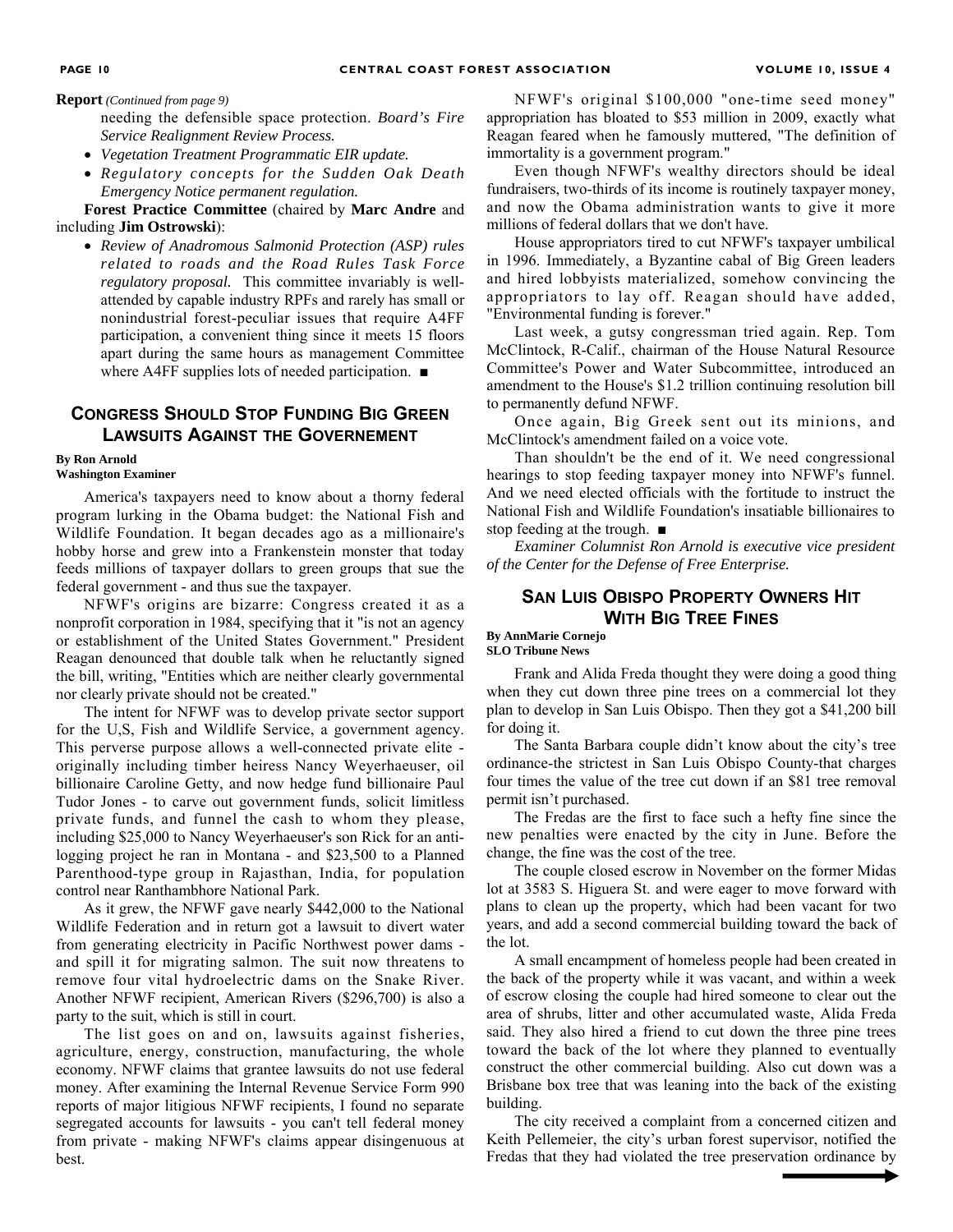**Report** *(Continued from page 9)*

needing the defensible space protection. *Board's Fire Service Realignment Review Process.*

- *Vegetation Treatment Programmatic EIR update.*
- *Regulatory concepts for the Sudden Oak Death Emergency Notice permanent regulation.*

**Forest Practice Committee** (chaired by **Marc Andre** and including **Jim Ostrowski**):

- *Review of Anadromous Salmonid Protection (ASP) rules related to roads and the Road Rules Task Force regulatory proposal.* This committee invariably is well-attended by capable industry RPFs and rarely has small or nonindustrial forest-peculiar issues that require A4FF participation, a convenient thing since it meets 15 floors apart during the same hours as management Committee where A4FF supplies lots of needed participation. ■

## Congress Should Stop Funding Big Green Lawsuits Against the Governement

**By Ron Arnold**
**Washington Examiner**

America's taxpayers need to know about a thorny federal program lurking in the Obama budget: the National Fish and Wildlife Foundation. It began decades ago as a millionaire's hobby horse and grew into a Frankenstein monster that today feeds millions of taxpayer dollars to green groups that sue the federal government - and thus sue the taxpayer.

NFWF's origins are bizarre: Congress created it as a nonprofit corporation in 1984, specifying that it "is not an agency or establishment of the United States Government." President Reagan denounced that double talk when he reluctantly signed the bill, writing, "Entities which are neither clearly governmental nor clearly private should not be created."

The intent for NFWF was to develop private sector support for the U,S, Fish and Wildlife Service, a government agency. This perverse purpose allows a well-connected private elite - originally including timber heiress Nancy Weyerhaeuser, oil billionaire Caroline Getty, and now hedge fund billionaire Paul Tudor Jones - to carve out government funds, solicit limitless private funds, and funnel the cash to whom they please, including $25,000 to Nancy Weyerhaeuser's son Rick for an anti-logging project he ran in Montana - and $23,500 to a Planned Parenthood-type group in Rajasthan, India, for population control near Ranthambhore National Park.

As it grew, the NFWF gave nearly $442,000 to the National Wildlife Federation and in return got a lawsuit to divert water from generating electricity in Pacific Northwest power dams - and spill it for migrating salmon. The suit now threatens to remove four vital hydroelectric dams on the Snake River. Another NFWF recipient, American Rivers ($296,700) is also a party to the suit, which is still in court.

The list goes on and on, lawsuits against fisheries, agriculture, energy, construction, manufacturing, the whole economy. NFWF claims that grantee lawsuits do not use federal money. After examining the Internal Revenue Service Form 990 reports of major litigious NFWF recipients, I found no separate segregated accounts for lawsuits - you can't tell federal money from private - making NFWF's claims appear disingenuous at best.

NFWF's original $100,000 "one-time seed money" appropriation has bloated to $53 million in 2009, exactly what Reagan feared when he famously muttered, "The definition of immortality is a government program."

Even though NFWF's wealthy directors should be ideal fundraisers, two-thirds of its income is routinely taxpayer money, and now the Obama administration wants to give it more millions of federal dollars that we don't have.

House appropriators tired to cut NFWF's taxpayer umbilical in 1996. Immediately, a Byzantine cabal of Big Green leaders and hired lobbyists materialized, somehow convincing the appropriators to lay off. Reagan should have added, "Environmental funding is forever."

Last week, a gutsy congressman tried again. Rep. Tom McClintock, R-Calif., chairman of the House Natural Resource Committee's Power and Water Subcommittee, introduced an amendment to the House's $1.2 trillion continuing resolution bill to permanently defund NFWF.

Once again, Big Greek sent out its minions, and McClintock's amendment failed on a voice vote.

Than shouldn't be the end of it. We need congressional hearings to stop feeding taxpayer money into NFWF's funnel. And we need elected officials with the fortitude to instruct the National Fish and Wildlife Foundation's insatiable billionaires to stop feeding at the trough. ■

*Examiner Columnist Ron Arnold is executive vice president of the Center for the Defense of Free Enterprise.*

## San Luis Obispo Property Owners Hit With Big Tree Fines

**By AnnMarie Cornejo**
**SLO Tribune News**

Frank and Alida Freda thought they were doing a good thing when they cut down three pine trees on a commercial lot they plan to develop in San Luis Obispo. Then they got a $41,200 bill for doing it.

The Santa Barbara couple didn't know about the city's tree ordinance-the strictest in San Luis Obispo County-that charges four times the value of the tree cut down if an $81 tree removal permit isn't purchased.

The Fredas are the first to face such a hefty fine since the new penalties were enacted by the city in June. Before the change, the fine was the cost of the tree.

The couple closed escrow in November on the former Midas lot at 3583 S. Higuera St. and were eager to move forward with plans to clean up the property, which had been vacant for two years, and add a second commercial building toward the back of the lot.

A small encampment of homeless people had been created in the back of the property while it was vacant, and within a week of escrow closing the couple had hired someone to clear out the area of shrubs, litter and other accumulated waste, Alida Freda said. They also hired a friend to cut down the three pine trees toward the back of the lot where they planned to eventually construct the other commercial building. Also cut down was a Brisbane box tree that was leaning into the back of the existing building.

The city received a complaint from a concerned citizen and Keith Pellemeier, the city's urban forest supervisor, notified the Fredas that they had violated the tree preservation ordinance by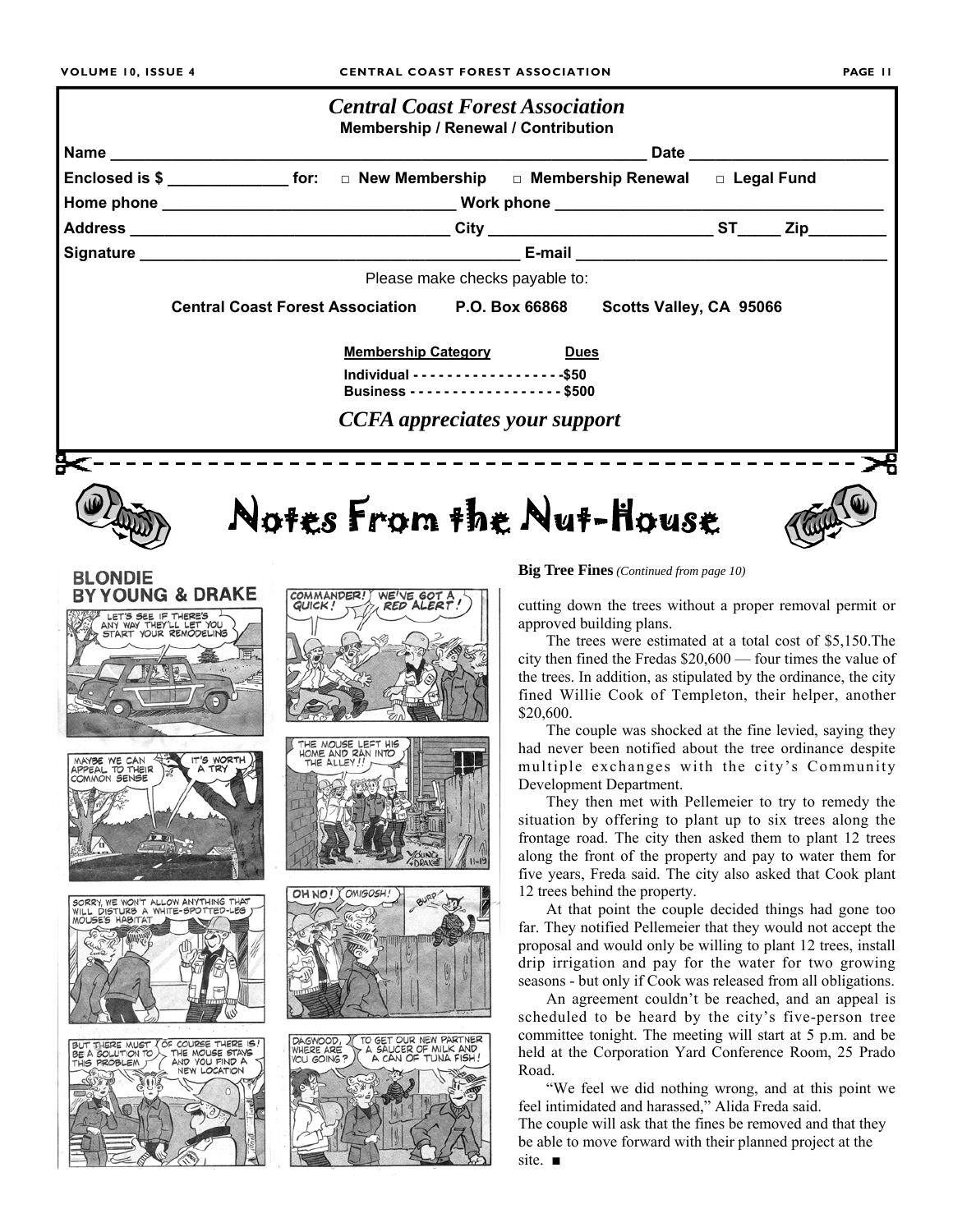## *Central Coast Forest Association*

**Membership / Renewal / Contribution**

**Name** ______________________________ **Date** ______________

**Enclosed is $** __________ **for:** □ **New Membership** □ **Membership Renewal** □ **Legal Fund**

**Home phone** ______________________ **Work phone** ______________________

**Address** ______________________ **City** ______________ **ST**_____ **Zip**________

**Signature** ______________________ **E-mail** ______________________

Please make checks payable to:

**Central Coast Forest Association P.O. Box 66868 Scotts Valley, CA 95066**

| Membership Category | Dues |
|---|---|
| Individual | $50 |
| Business | $500 |

***CCFA appreciates your support***

# Notes From the Nut-House

BLONDIE BY YOUNG & DRAKE

LET'S SEE IF THERE'S ANY WAY THEY'LL LET YOU START YOUR REMODELING

COMMANDER! QUICK! WE'VE GOT A RED ALERT!

MAYBE WE CAN APPEAL TO THEIR COMMON SENSE

IT'S WORTH A TRY

THE MOUSE LEFT HIS HOME AND RAN INTO THE ALLEY!!

SORRY, WE WON'T ALLOW ANYTHING THAT WILL DISTURB A WHITE-SPOTTED-LEG MOUSE'S HABITAT

OH NO! OMIGOSH! BURP

BUT THERE MUST BE A SOLUTION TO THIS PROBLEM

OF COURSE THERE IS! THE MOUSE STAYS AND YOU FIND A NEW LOCATION

DAGWOOD, WHERE ARE YOU GOING?

TO GET OUR NEW PARTNER A SAUCER OF MILK AND A CAN OF TUNA FISH!

**Big Tree Fines** *(Continued from page 10)*

cutting down the trees without a proper removal permit or approved building plans.

The trees were estimated at a total cost of $5,150.The city then fined the Fredas $20,600 — four times the value of the trees. In addition, as stipulated by the ordinance, the city fined Willie Cook of Templeton, their helper, another $20,600.

The couple was shocked at the fine levied, saying they had never been notified about the tree ordinance despite multiple exchanges with the city's Community Development Department.

They then met with Pellemeier to try to remedy the situation by offering to plant up to six trees along the frontage road. The city then asked them to plant 12 trees along the front of the property and pay to water them for five years, Freda said. The city also asked that Cook plant 12 trees behind the property.

At that point the couple decided things had gone too far. They notified Pellemeier that they would not accept the proposal and would only be willing to plant 12 trees, install drip irrigation and pay for the water for two growing seasons - but only if Cook was released from all obligations.

An agreement couldn't be reached, and an appeal is scheduled to be heard by the city's five-person tree committee tonight. The meeting will start at 5 p.m. and be held at the Corporation Yard Conference Room, 25 Prado Road.

"We feel we did nothing wrong, and at this point we feel intimidated and harassed," Alida Freda said.

The couple will ask that the fines be removed and that they be able to move forward with their planned project at the site. ■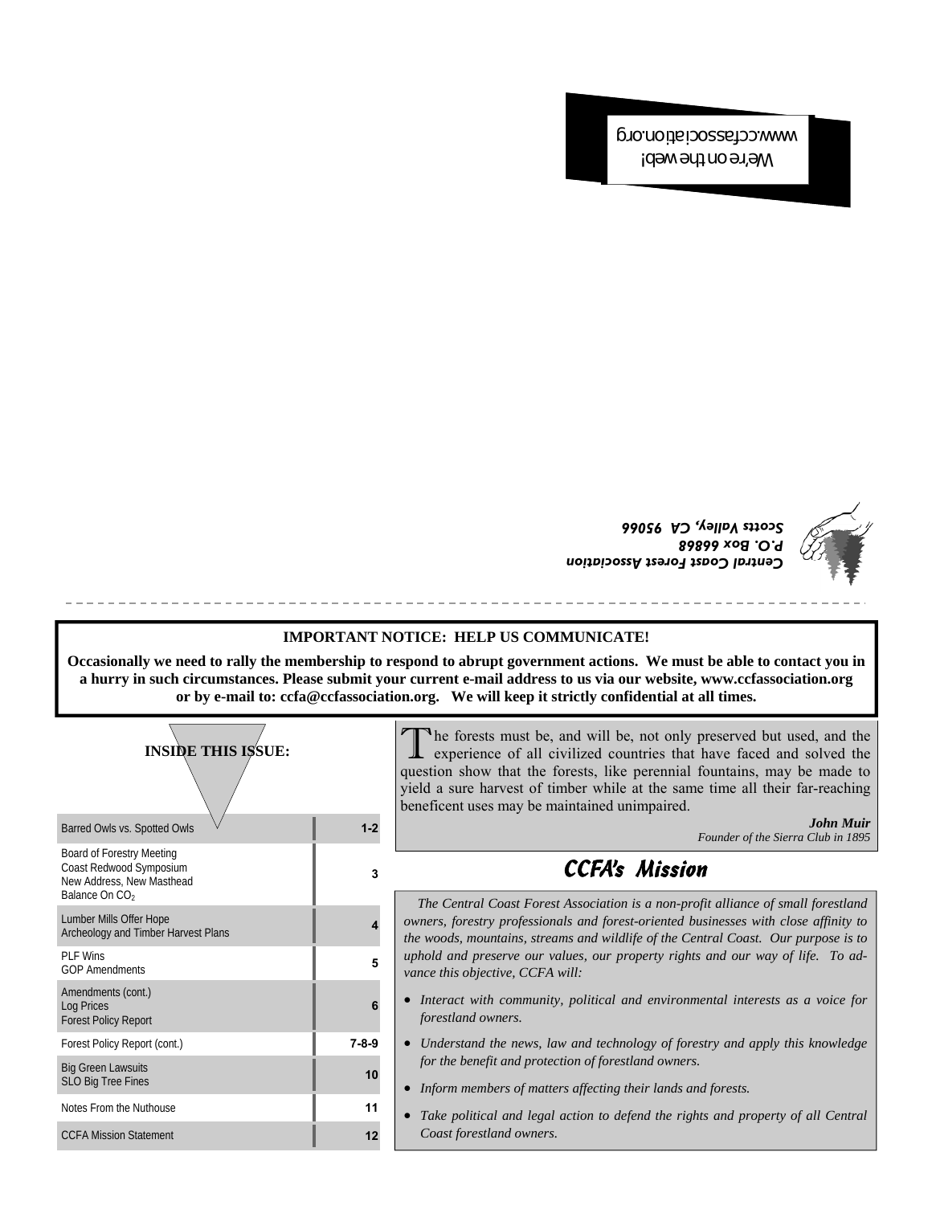We're on the web!
www.ccfassociation.org

**Central Coast Forest Association**
**P.O. Box 66868**
**Scotts Valley, CA 95066**

**IMPORTANT NOTICE: HELP US COMMUNICATE!**

**Occasionally we need to rally the membership to respond to abrupt government actions. We must be able to contact you in a hurry in such circumstances. Please submit your current e-mail address to us via our website, www.ccfassociation.org or by e-mail to: ccfa@ccfassociation.org. We will keep it strictly confidential at all times.**

**INSIDE THIS ISSUE:**

| | |
|---|---|
| Barred Owls vs. Spotted Owls | 1-2 |
| Board of Forestry Meeting<br>Coast Redwood Symposium<br>New Address, New Masthead<br>Balance On $CO_2$ | 3 |
| Lumber Mills Offer Hope<br>Archeology and Timber Harvest Plans | 4 |
| PLF Wins<br>GOP Amendments | 5 |
| Amendments (cont.)<br>Log Prices<br>Forest Policy Report | 6 |
| Forest Policy Report (cont.) | 7-8-9 |
| Big Green Lawsuits<br>SLO Big Tree Fines | 10 |
| Notes From the Nuthouse | 11 |
| CCFA Mission Statement | 12 |

The forests must be, and will be, not only preserved but used, and the experience of all civilized countries that have faced and solved the question show that the forests, like perennial fountains, may be made to yield a sure harvest of timber while at the same time all their far-reaching beneficent uses may be maintained unimpaired.

***John Muir***
*Founder of the Sierra Club in 1895*

## *CCFA's Mission*

*The Central Coast Forest Association is a non-profit alliance of small forestland owners, forestry professionals and forest-oriented businesses with close affinity to the woods, mountains, streams and wildlife of the Central Coast. Our purpose is to uphold and preserve our values, our property rights and our way of life. To advance this objective, CCFA will:*

- *Interact with community, political and environmental interests as a voice for forestland owners.*
- *Understand the news, law and technology of forestry and apply this knowledge for the benefit and protection of forestland owners.*
- *Inform members of matters affecting their lands and forests.*
- *Take political and legal action to defend the rights and property of all Central Coast forestland owners.*